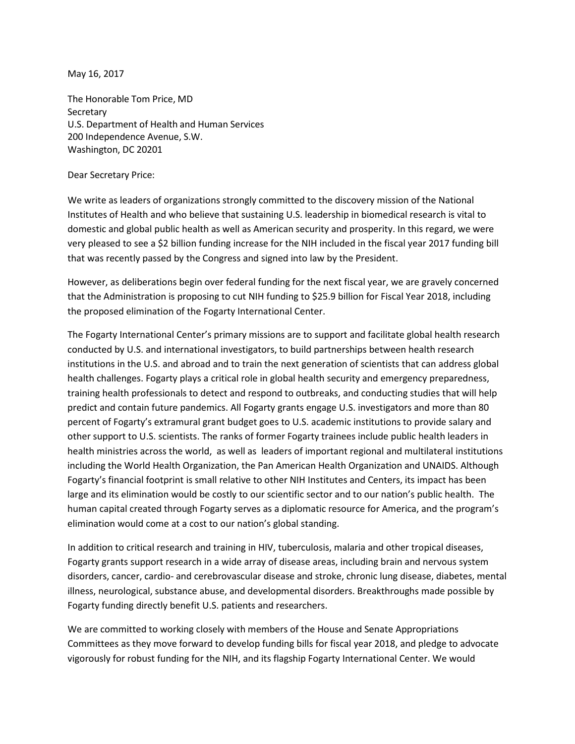May 16, 2017

The Honorable Tom Price, MD
Secretary
U.S. Department of Health and Human Services
200 Independence Avenue, S.W.
Washington, DC 20201

Dear Secretary Price:

We write as leaders of organizations strongly committed to the discovery mission of the National Institutes of Health and who believe that sustaining U.S. leadership in biomedical research is vital to domestic and global public health as well as American security and prosperity. In this regard, we were very pleased to see a $2 billion funding increase for the NIH included in the fiscal year 2017 funding bill that was recently passed by the Congress and signed into law by the President.

However, as deliberations begin over federal funding for the next fiscal year, we are gravely concerned that the Administration is proposing to cut NIH funding to $25.9 billion for Fiscal Year 2018, including the proposed elimination of the Fogarty International Center.

The Fogarty International Center's primary missions are to support and facilitate global health research conducted by U.S. and international investigators, to build partnerships between health research institutions in the U.S. and abroad and to train the next generation of scientists that can address global health challenges. Fogarty plays a critical role in global health security and emergency preparedness, training health professionals to detect and respond to outbreaks, and conducting studies that will help predict and contain future pandemics. All Fogarty grants engage U.S. investigators and more than 80 percent of Fogarty's extramural grant budget goes to U.S. academic institutions to provide salary and other support to U.S. scientists. The ranks of former Fogarty trainees include public health leaders in health ministries across the world, as well as leaders of important regional and multilateral institutions including the World Health Organization, the Pan American Health Organization and UNAIDS. Although Fogarty's financial footprint is small relative to other NIH Institutes and Centers, its impact has been large and its elimination would be costly to our scientific sector and to our nation's public health. The human capital created through Fogarty serves as a diplomatic resource for America, and the program's elimination would come at a cost to our nation's global standing.

In addition to critical research and training in HIV, tuberculosis, malaria and other tropical diseases, Fogarty grants support research in a wide array of disease areas, including brain and nervous system disorders, cancer, cardio- and cerebrovascular disease and stroke, chronic lung disease, diabetes, mental illness, neurological, substance abuse, and developmental disorders. Breakthroughs made possible by Fogarty funding directly benefit U.S. patients and researchers.

We are committed to working closely with members of the House and Senate Appropriations Committees as they move forward to develop funding bills for fiscal year 2018, and pledge to advocate vigorously for robust funding for the NIH, and its flagship Fogarty International Center. We would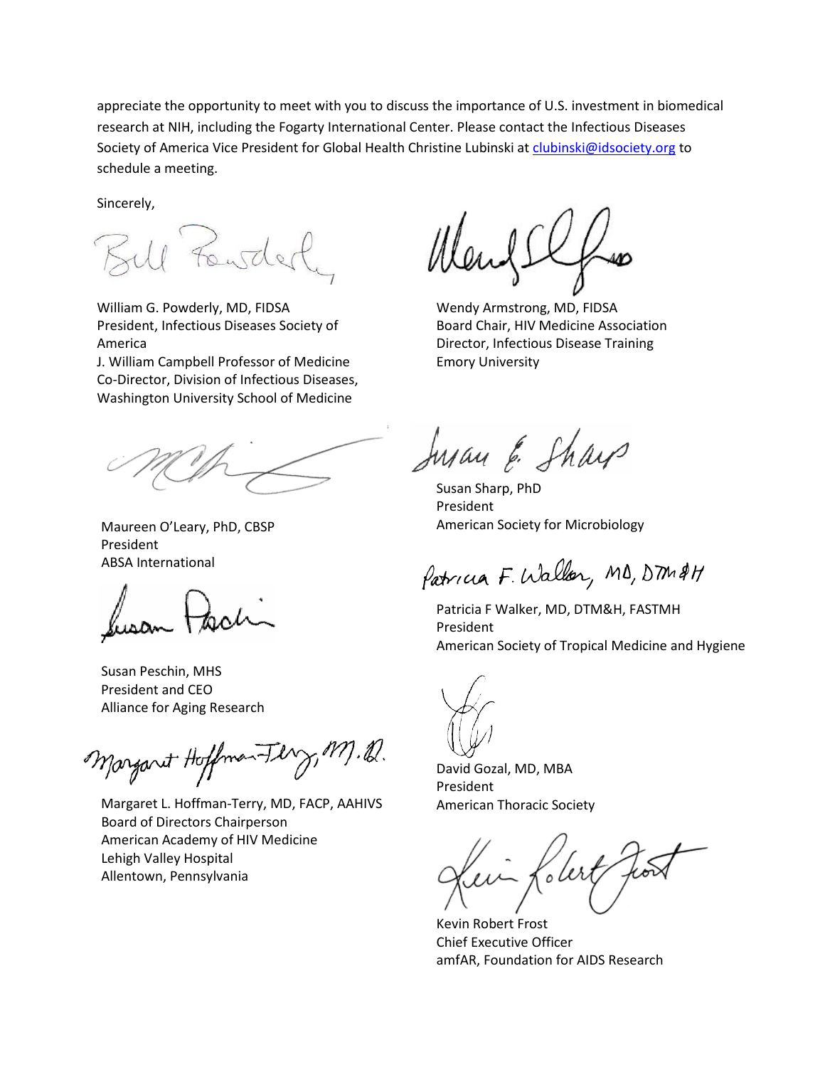appreciate the opportunity to meet with you to discuss the importance of U.S. investment in biomedical research at NIH, including the Fogarty International Center. Please contact the Infectious Diseases Society of America Vice President for Global Health Christine Lubinski at [clubinski@idsociety.org](mailto:clubinski@idsociety.org) to schedule a meeting.

Sincerely,

William G. Powderly, MD, FIDSA
President, Infectious Diseases Society of America
J. William Campbell Professor of Medicine
Co-Director, Division of Infectious Diseases,
Washington University School of Medicine

Wendy Armstrong, MD, FIDSA
Board Chair, HIV Medicine Association
Director, Infectious Disease Training
Emory University

Maureen O'Leary, PhD, CBSP
President
ABSA International

Susan Sharp, PhD
President
American Society for Microbiology

Patricia F Walker, MD, DTM&H, FASTMH
President
American Society of Tropical Medicine and Hygiene

Susan Peschin, MHS
President and CEO
Alliance for Aging Research

David Gozal, MD, MBA
President
American Thoracic Society

Margaret L. Hoffman-Terry, MD, FACP, AAHIVS
Board of Directors Chairperson
American Academy of HIV Medicine
Lehigh Valley Hospital
Allentown, Pennsylvania

Kevin Robert Frost
Chief Executive Officer
amfAR, Foundation for AIDS Research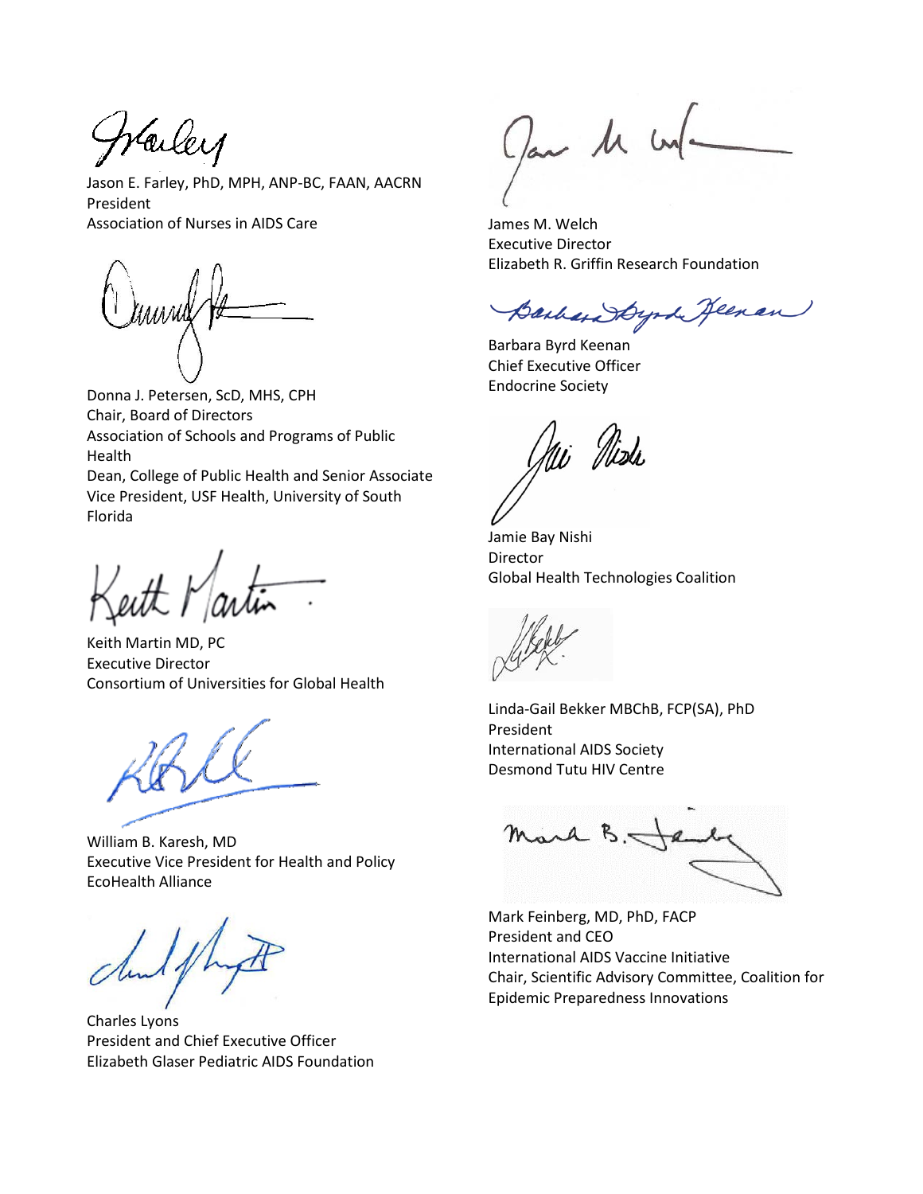Jason E. Farley, PhD, MPH, ANP-BC, FAAN, AACRN
President
Association of Nurses in AIDS Care

Donna J. Petersen, ScD, MHS, CPH
Chair, Board of Directors
Association of Schools and Programs of Public Health
Dean, College of Public Health and Senior Associate Vice President, USF Health, University of South Florida

Keith Martin MD, PC
Executive Director
Consortium of Universities for Global Health

William B. Karesh, MD
Executive Vice President for Health and Policy
EcoHealth Alliance

Charles Lyons
President and Chief Executive Officer
Elizabeth Glaser Pediatric AIDS Foundation

James M. Welch
Executive Director
Elizabeth R. Griffin Research Foundation

Barbara Byrd Keenan
Chief Executive Officer
Endocrine Society

Jamie Bay Nishi
Director
Global Health Technologies Coalition

Linda-Gail Bekker MBChB, FCP(SA), PhD
President
International AIDS Society
Desmond Tutu HIV Centre

Mark Feinberg, MD, PhD, FACP
President and CEO
International AIDS Vaccine Initiative
Chair, Scientific Advisory Committee, Coalition for Epidemic Preparedness Innovations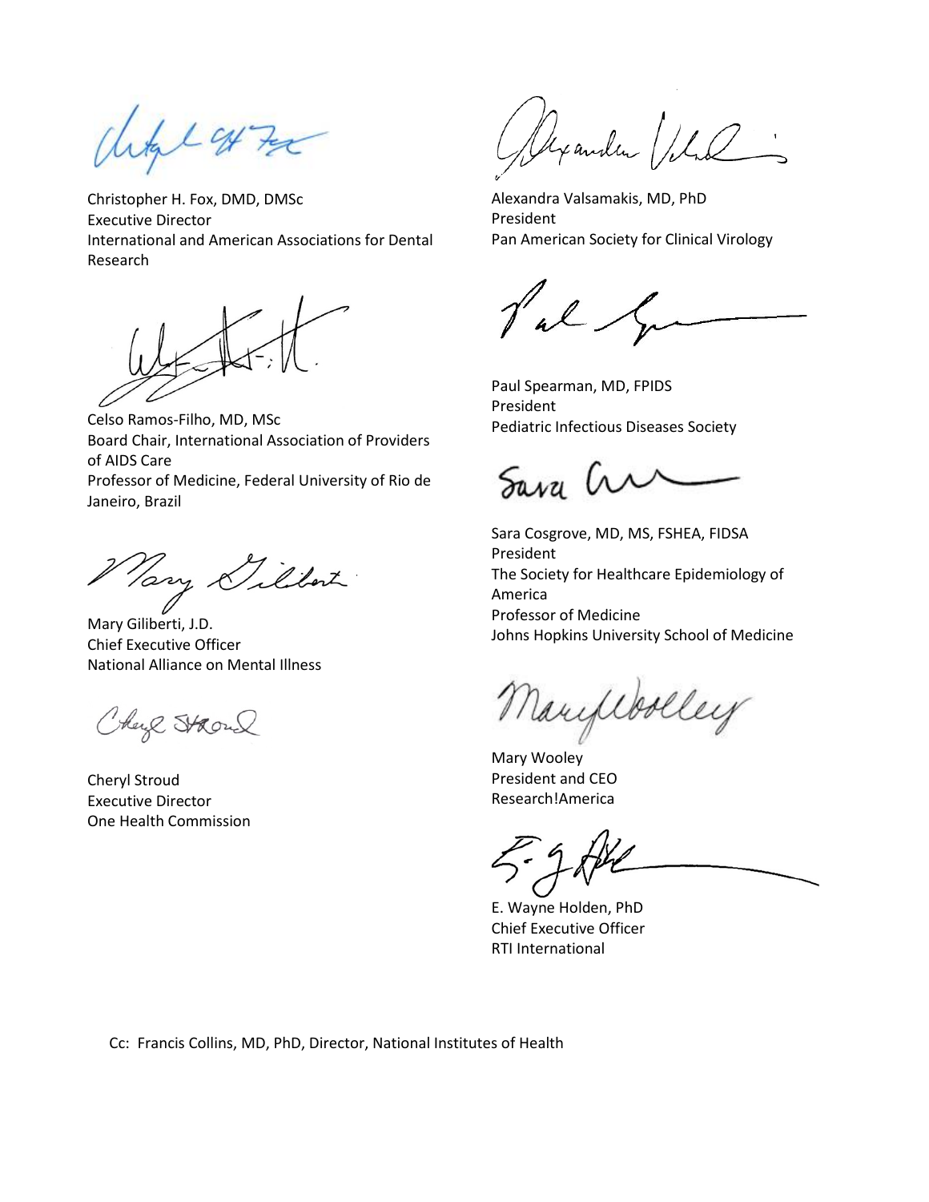Christopher H. Fox, DMD, DMSc
Executive Director
International and American Associations for Dental Research

Celso Ramos-Filho, MD, MSc
Board Chair, International Association of Providers of AIDS Care
Professor of Medicine, Federal University of Rio de Janeiro, Brazil

Mary Giliberti, J.D.
Chief Executive Officer
National Alliance on Mental Illness

Cheryl Stroud
Executive Director
One Health Commission

Alexandra Valsamakis, MD, PhD
President
Pan American Society for Clinical Virology

Paul Spearman, MD, FPIDS
President
Pediatric Infectious Diseases Society

Sara Cosgrove, MD, MS, FSHEA, FIDSA
President
The Society for Healthcare Epidemiology of America
Professor of Medicine
Johns Hopkins University School of Medicine

Mary Wooley
President and CEO
Research!America

E. Wayne Holden, PhD
Chief Executive Officer
RTI International

Cc: Francis Collins, MD, PhD, Director, National Institutes of Health